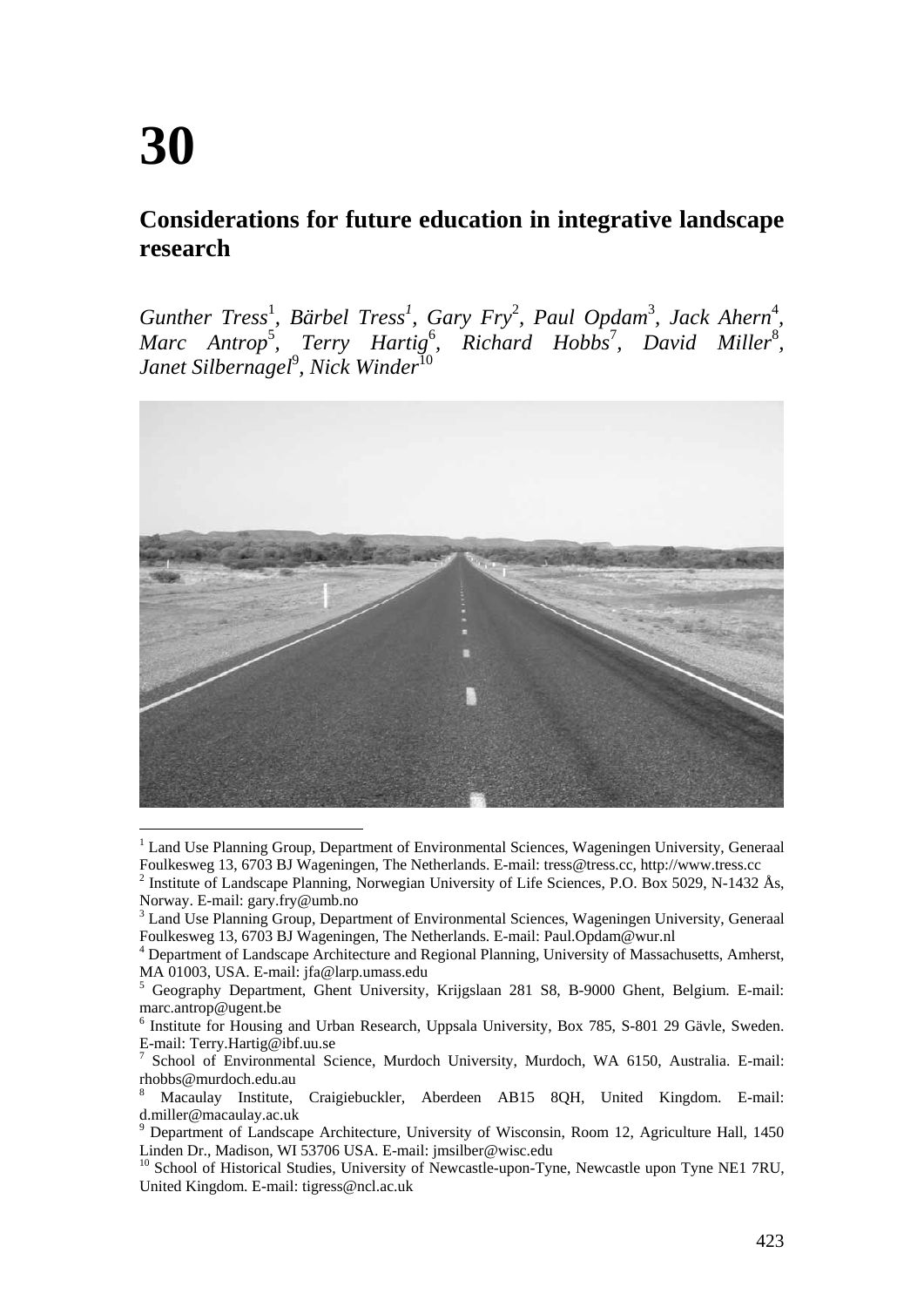# 30

## Considerations for future education in integrative landscape research

*Gunther Tress*[1], *Bärbel Tress*[1], *Gary Fry*[2], *Paul Opdam*[3], *Jack Ahern*[4], *Marc Antrop*[5], *Terry Hartig*[6], *Richard Hobbs*[7], *David Miller*[8], *Janet Silbernagel*[9], *Nick Winder*[10]

[1] Land Use Planning Group, Department of Environmental Sciences, Wageningen University, Generaal Foulkesweg 13, 6703 BJ Wageningen, The Netherlands. E-mail: tress@tress.cc, http://www.tress.cc

[2] Institute of Landscape Planning, Norwegian University of Life Sciences, P.O. Box 5029, N-1432 Ås, Norway. E-mail: gary.fry@umb.no

[3] Land Use Planning Group, Department of Environmental Sciences, Wageningen University, Generaal Foulkesweg 13, 6703 BJ Wageningen, The Netherlands. E-mail: Paul.Opdam@wur.nl

[4] Department of Landscape Architecture and Regional Planning, University of Massachusetts, Amherst, MA 01003, USA. E-mail: jfa@larp.umass.edu

[5] Geography Department, Ghent University, Krijgslaan 281 S8, B-9000 Ghent, Belgium. E-mail: marc.antrop@ugent.be

[6] Institute for Housing and Urban Research, Uppsala University, Box 785, S-801 29 Gävle, Sweden. E-mail: Terry.Hartig@ibf.uu.se

[7] School of Environmental Science, Murdoch University, Murdoch, WA 6150, Australia. E-mail: rhobbs@murdoch.edu.au

[8] Macaulay Institute, Craigiebuckler, Aberdeen AB15 8QH, United Kingdom. E-mail: d.miller@macaulay.ac.uk

[9] Department of Landscape Architecture, University of Wisconsin, Room 12, Agriculture Hall, 1450 Linden Dr., Madison, WI 53706 USA. E-mail: jmsilber@wisc.edu

[10] School of Historical Studies, University of Newcastle-upon-Tyne, Newcastle upon Tyne NE1 7RU, United Kingdom. E-mail: tigress@ncl.ac.uk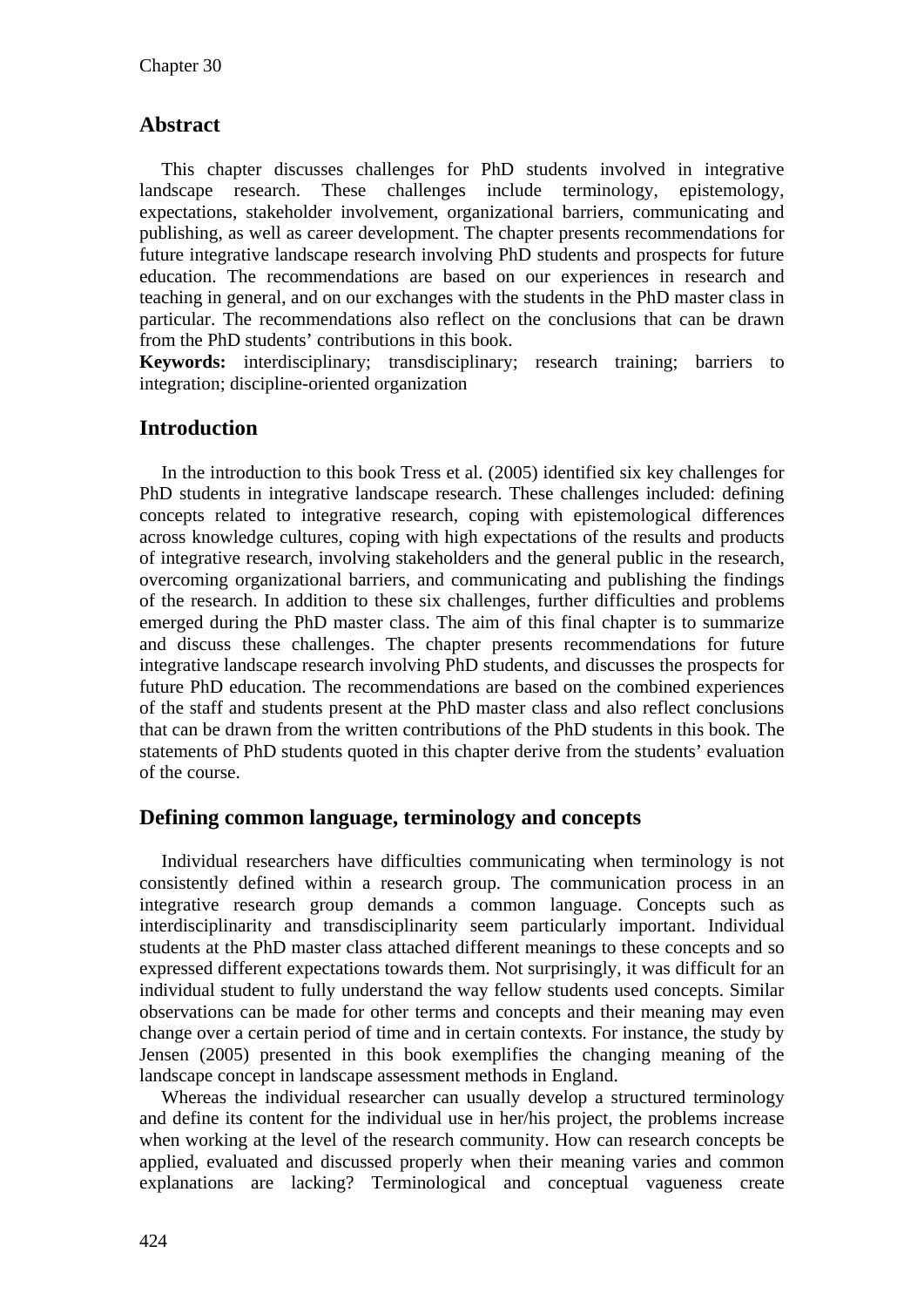## Abstract

This chapter discusses challenges for PhD students involved in integrative landscape research. These challenges include terminology, epistemology, expectations, stakeholder involvement, organizational barriers, communicating and publishing, as well as career development. The chapter presents recommendations for future integrative landscape research involving PhD students and prospects for future education. The recommendations are based on our experiences in research and teaching in general, and on our exchanges with the students in the PhD master class in particular. The recommendations also reflect on the conclusions that can be drawn from the PhD students' contributions in this book.

**Keywords:** interdisciplinary; transdisciplinary; research training; barriers to integration; discipline-oriented organization

## Introduction

In the introduction to this book Tress et al. (2005) identified six key challenges for PhD students in integrative landscape research. These challenges included: defining concepts related to integrative research, coping with epistemological differences across knowledge cultures, coping with high expectations of the results and products of integrative research, involving stakeholders and the general public in the research, overcoming organizational barriers, and communicating and publishing the findings of the research. In addition to these six challenges, further difficulties and problems emerged during the PhD master class. The aim of this final chapter is to summarize and discuss these challenges. The chapter presents recommendations for future integrative landscape research involving PhD students, and discusses the prospects for future PhD education. The recommendations are based on the combined experiences of the staff and students present at the PhD master class and also reflect conclusions that can be drawn from the written contributions of the PhD students in this book. The statements of PhD students quoted in this chapter derive from the students' evaluation of the course.

## Defining common language, terminology and concepts

Individual researchers have difficulties communicating when terminology is not consistently defined within a research group. The communication process in an integrative research group demands a common language. Concepts such as interdisciplinarity and transdisciplinarity seem particularly important. Individual students at the PhD master class attached different meanings to these concepts and so expressed different expectations towards them. Not surprisingly, it was difficult for an individual student to fully understand the way fellow students used concepts. Similar observations can be made for other terms and concepts and their meaning may even change over a certain period of time and in certain contexts. For instance, the study by Jensen (2005) presented in this book exemplifies the changing meaning of the landscape concept in landscape assessment methods in England.

Whereas the individual researcher can usually develop a structured terminology and define its content for the individual use in her/his project, the problems increase when working at the level of the research community. How can research concepts be applied, evaluated and discussed properly when their meaning varies and common explanations are lacking? Terminological and conceptual vagueness create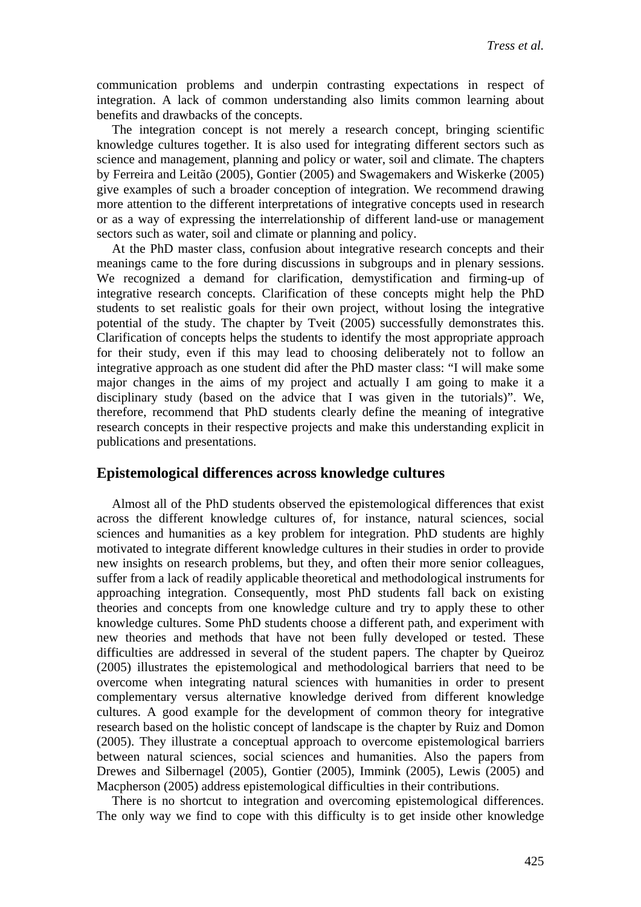communication problems and underpin contrasting expectations in respect of integration. A lack of common understanding also limits common learning about benefits and drawbacks of the concepts.

The integration concept is not merely a research concept, bringing scientific knowledge cultures together. It is also used for integrating different sectors such as science and management, planning and policy or water, soil and climate. The chapters by Ferreira and Leitão (2005), Gontier (2005) and Swagemakers and Wiskerke (2005) give examples of such a broader conception of integration. We recommend drawing more attention to the different interpretations of integrative concepts used in research or as a way of expressing the interrelationship of different land-use or management sectors such as water, soil and climate or planning and policy.

At the PhD master class, confusion about integrative research concepts and their meanings came to the fore during discussions in subgroups and in plenary sessions. We recognized a demand for clarification, demystification and firming-up of integrative research concepts. Clarification of these concepts might help the PhD students to set realistic goals for their own project, without losing the integrative potential of the study. The chapter by Tveit (2005) successfully demonstrates this. Clarification of concepts helps the students to identify the most appropriate approach for their study, even if this may lead to choosing deliberately not to follow an integrative approach as one student did after the PhD master class: "I will make some major changes in the aims of my project and actually I am going to make it a disciplinary study (based on the advice that I was given in the tutorials)". We, therefore, recommend that PhD students clearly define the meaning of integrative research concepts in their respective projects and make this understanding explicit in publications and presentations.

## Epistemological differences across knowledge cultures

Almost all of the PhD students observed the epistemological differences that exist across the different knowledge cultures of, for instance, natural sciences, social sciences and humanities as a key problem for integration. PhD students are highly motivated to integrate different knowledge cultures in their studies in order to provide new insights on research problems, but they, and often their more senior colleagues, suffer from a lack of readily applicable theoretical and methodological instruments for approaching integration. Consequently, most PhD students fall back on existing theories and concepts from one knowledge culture and try to apply these to other knowledge cultures. Some PhD students choose a different path, and experiment with new theories and methods that have not been fully developed or tested. These difficulties are addressed in several of the student papers. The chapter by Queiroz (2005) illustrates the epistemological and methodological barriers that need to be overcome when integrating natural sciences with humanities in order to present complementary versus alternative knowledge derived from different knowledge cultures. A good example for the development of common theory for integrative research based on the holistic concept of landscape is the chapter by Ruiz and Domon (2005). They illustrate a conceptual approach to overcome epistemological barriers between natural sciences, social sciences and humanities. Also the papers from Drewes and Silbernagel (2005), Gontier (2005), Immink (2005), Lewis (2005) and Macpherson (2005) address epistemological difficulties in their contributions.

There is no shortcut to integration and overcoming epistemological differences. The only way we find to cope with this difficulty is to get inside other knowledge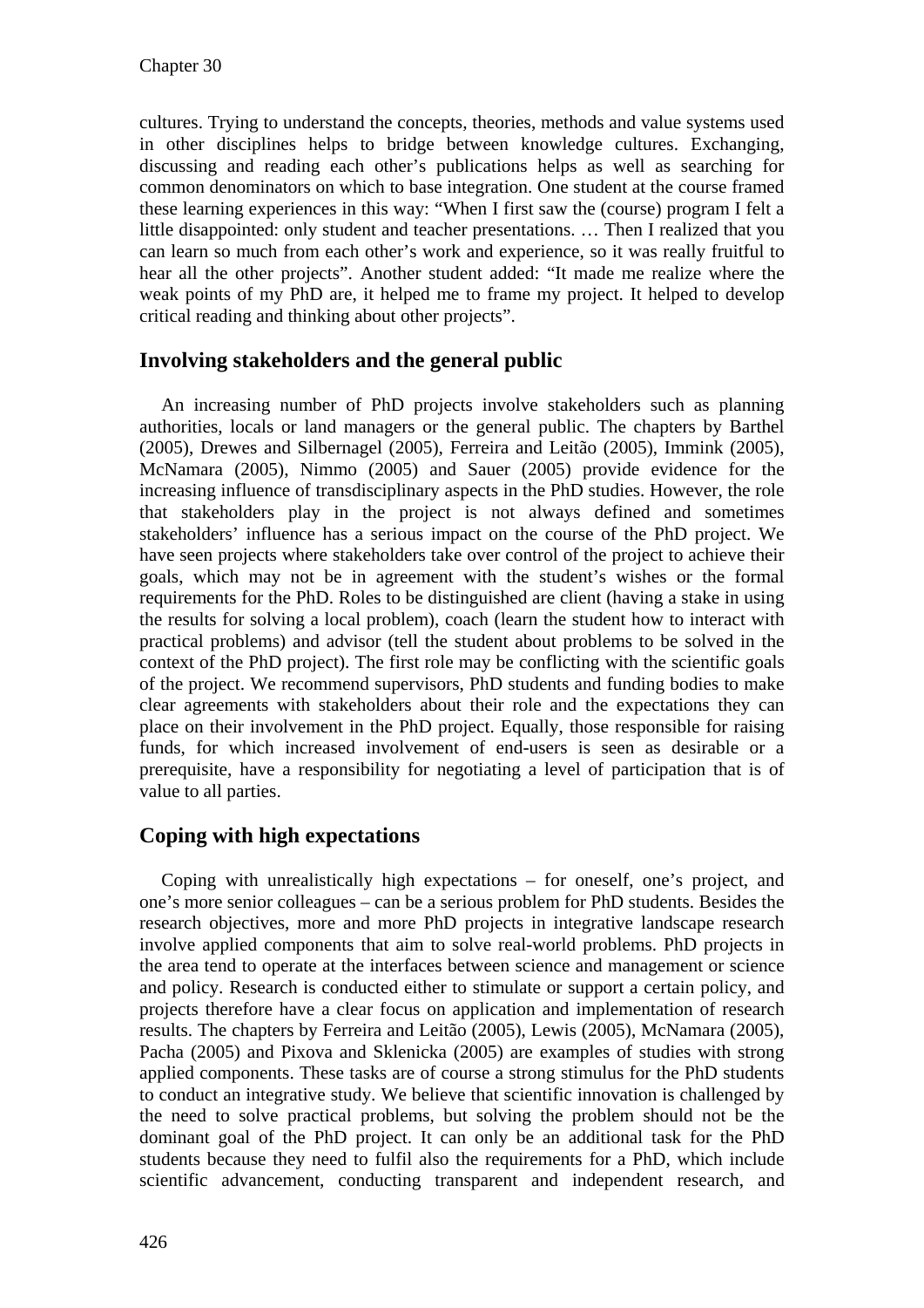cultures. Trying to understand the concepts, theories, methods and value systems used in other disciplines helps to bridge between knowledge cultures. Exchanging, discussing and reading each other's publications helps as well as searching for common denominators on which to base integration. One student at the course framed these learning experiences in this way: "When I first saw the (course) program I felt a little disappointed: only student and teacher presentations. … Then I realized that you can learn so much from each other's work and experience, so it was really fruitful to hear all the other projects". Another student added: "It made me realize where the weak points of my PhD are, it helped me to frame my project. It helped to develop critical reading and thinking about other projects".

## Involving stakeholders and the general public

An increasing number of PhD projects involve stakeholders such as planning authorities, locals or land managers or the general public. The chapters by Barthel (2005), Drewes and Silbernagel (2005), Ferreira and Leitão (2005), Immink (2005), McNamara (2005), Nimmo (2005) and Sauer (2005) provide evidence for the increasing influence of transdisciplinary aspects in the PhD studies. However, the role that stakeholders play in the project is not always defined and sometimes stakeholders' influence has a serious impact on the course of the PhD project. We have seen projects where stakeholders take over control of the project to achieve their goals, which may not be in agreement with the student's wishes or the formal requirements for the PhD. Roles to be distinguished are client (having a stake in using the results for solving a local problem), coach (learn the student how to interact with practical problems) and advisor (tell the student about problems to be solved in the context of the PhD project). The first role may be conflicting with the scientific goals of the project. We recommend supervisors, PhD students and funding bodies to make clear agreements with stakeholders about their role and the expectations they can place on their involvement in the PhD project. Equally, those responsible for raising funds, for which increased involvement of end-users is seen as desirable or a prerequisite, have a responsibility for negotiating a level of participation that is of value to all parties.

## Coping with high expectations

Coping with unrealistically high expectations – for oneself, one's project, and one's more senior colleagues – can be a serious problem for PhD students. Besides the research objectives, more and more PhD projects in integrative landscape research involve applied components that aim to solve real-world problems. PhD projects in the area tend to operate at the interfaces between science and management or science and policy. Research is conducted either to stimulate or support a certain policy, and projects therefore have a clear focus on application and implementation of research results. The chapters by Ferreira and Leitão (2005), Lewis (2005), McNamara (2005), Pacha (2005) and Pixova and Sklenicka (2005) are examples of studies with strong applied components. These tasks are of course a strong stimulus for the PhD students to conduct an integrative study. We believe that scientific innovation is challenged by the need to solve practical problems, but solving the problem should not be the dominant goal of the PhD project. It can only be an additional task for the PhD students because they need to fulfil also the requirements for a PhD, which include scientific advancement, conducting transparent and independent research, and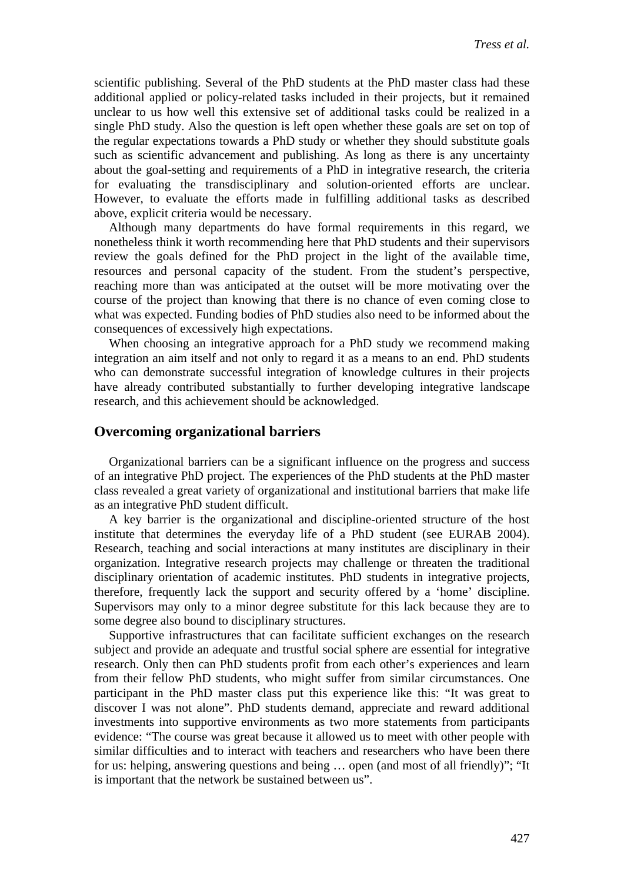scientific publishing. Several of the PhD students at the PhD master class had these additional applied or policy-related tasks included in their projects, but it remained unclear to us how well this extensive set of additional tasks could be realized in a single PhD study. Also the question is left open whether these goals are set on top of the regular expectations towards a PhD study or whether they should substitute goals such as scientific advancement and publishing. As long as there is any uncertainty about the goal-setting and requirements of a PhD in integrative research, the criteria for evaluating the transdisciplinary and solution-oriented efforts are unclear. However, to evaluate the efforts made in fulfilling additional tasks as described above, explicit criteria would be necessary.

Although many departments do have formal requirements in this regard, we nonetheless think it worth recommending here that PhD students and their supervisors review the goals defined for the PhD project in the light of the available time, resources and personal capacity of the student. From the student's perspective, reaching more than was anticipated at the outset will be more motivating over the course of the project than knowing that there is no chance of even coming close to what was expected. Funding bodies of PhD studies also need to be informed about the consequences of excessively high expectations.

When choosing an integrative approach for a PhD study we recommend making integration an aim itself and not only to regard it as a means to an end. PhD students who can demonstrate successful integration of knowledge cultures in their projects have already contributed substantially to further developing integrative landscape research, and this achievement should be acknowledged.

## Overcoming organizational barriers

Organizational barriers can be a significant influence on the progress and success of an integrative PhD project. The experiences of the PhD students at the PhD master class revealed a great variety of organizational and institutional barriers that make life as an integrative PhD student difficult.

A key barrier is the organizational and discipline-oriented structure of the host institute that determines the everyday life of a PhD student (see EURAB 2004). Research, teaching and social interactions at many institutes are disciplinary in their organization. Integrative research projects may challenge or threaten the traditional disciplinary orientation of academic institutes. PhD students in integrative projects, therefore, frequently lack the support and security offered by a 'home' discipline. Supervisors may only to a minor degree substitute for this lack because they are to some degree also bound to disciplinary structures.

Supportive infrastructures that can facilitate sufficient exchanges on the research subject and provide an adequate and trustful social sphere are essential for integrative research. Only then can PhD students profit from each other's experiences and learn from their fellow PhD students, who might suffer from similar circumstances. One participant in the PhD master class put this experience like this: "It was great to discover I was not alone". PhD students demand, appreciate and reward additional investments into supportive environments as two more statements from participants evidence: "The course was great because it allowed us to meet with other people with similar difficulties and to interact with teachers and researchers who have been there for us: helping, answering questions and being … open (and most of all friendly)"; "It is important that the network be sustained between us".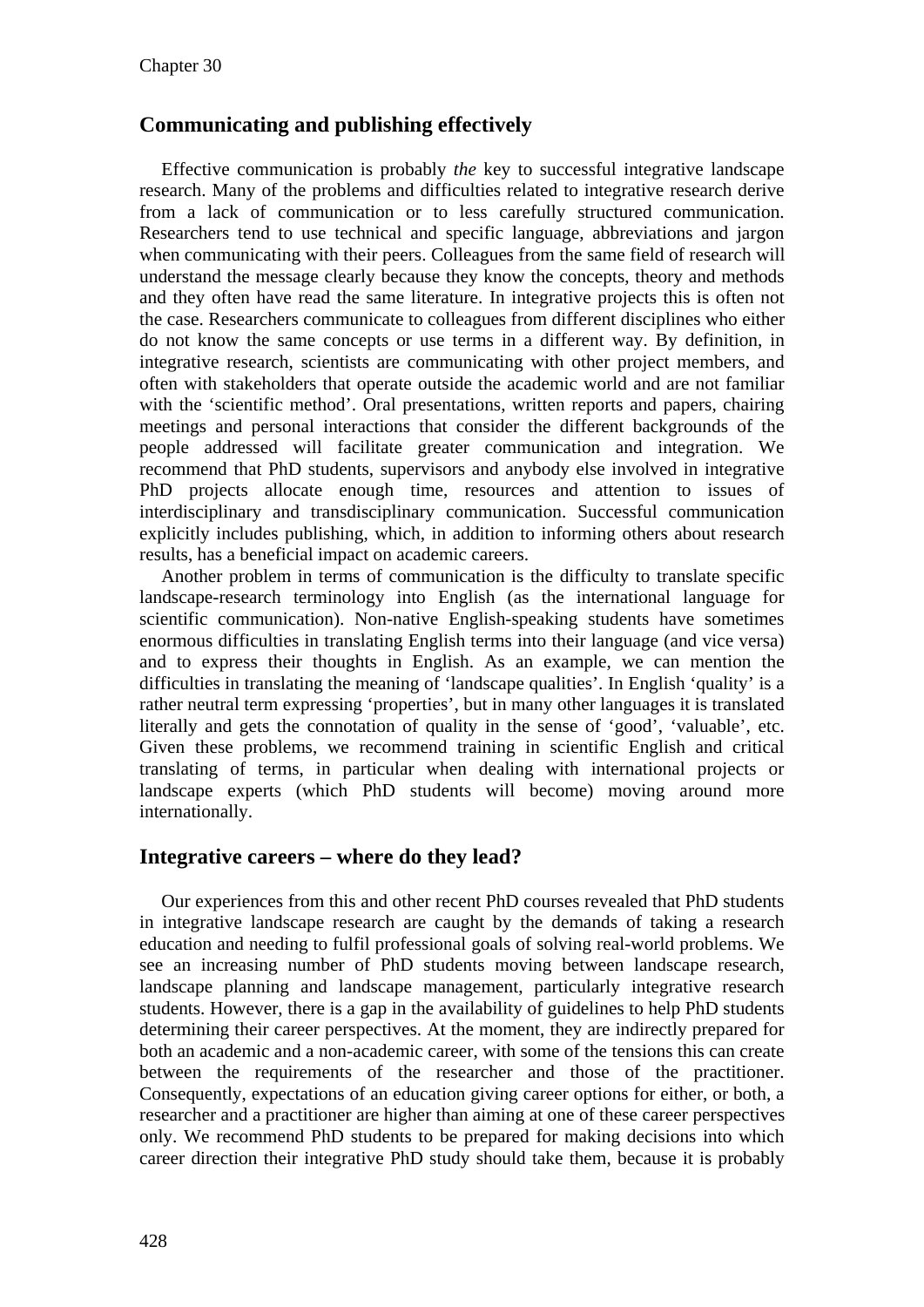## Communicating and publishing effectively

Effective communication is probably *the* key to successful integrative landscape research. Many of the problems and difficulties related to integrative research derive from a lack of communication or to less carefully structured communication. Researchers tend to use technical and specific language, abbreviations and jargon when communicating with their peers. Colleagues from the same field of research will understand the message clearly because they know the concepts, theory and methods and they often have read the same literature. In integrative projects this is often not the case. Researchers communicate to colleagues from different disciplines who either do not know the same concepts or use terms in a different way. By definition, in integrative research, scientists are communicating with other project members, and often with stakeholders that operate outside the academic world and are not familiar with the 'scientific method'. Oral presentations, written reports and papers, chairing meetings and personal interactions that consider the different backgrounds of the people addressed will facilitate greater communication and integration. We recommend that PhD students, supervisors and anybody else involved in integrative PhD projects allocate enough time, resources and attention to issues of interdisciplinary and transdisciplinary communication. Successful communication explicitly includes publishing, which, in addition to informing others about research results, has a beneficial impact on academic careers.

Another problem in terms of communication is the difficulty to translate specific landscape-research terminology into English (as the international language for scientific communication). Non-native English-speaking students have sometimes enormous difficulties in translating English terms into their language (and vice versa) and to express their thoughts in English. As an example, we can mention the difficulties in translating the meaning of 'landscape qualities'. In English 'quality' is a rather neutral term expressing 'properties', but in many other languages it is translated literally and gets the connotation of quality in the sense of 'good', 'valuable', etc. Given these problems, we recommend training in scientific English and critical translating of terms, in particular when dealing with international projects or landscape experts (which PhD students will become) moving around more internationally.

## Integrative careers – where do they lead?

Our experiences from this and other recent PhD courses revealed that PhD students in integrative landscape research are caught by the demands of taking a research education and needing to fulfil professional goals of solving real-world problems. We see an increasing number of PhD students moving between landscape research, landscape planning and landscape management, particularly integrative research students. However, there is a gap in the availability of guidelines to help PhD students determining their career perspectives. At the moment, they are indirectly prepared for both an academic and a non-academic career, with some of the tensions this can create between the requirements of the researcher and those of the practitioner. Consequently, expectations of an education giving career options for either, or both, a researcher and a practitioner are higher than aiming at one of these career perspectives only. We recommend PhD students to be prepared for making decisions into which career direction their integrative PhD study should take them, because it is probably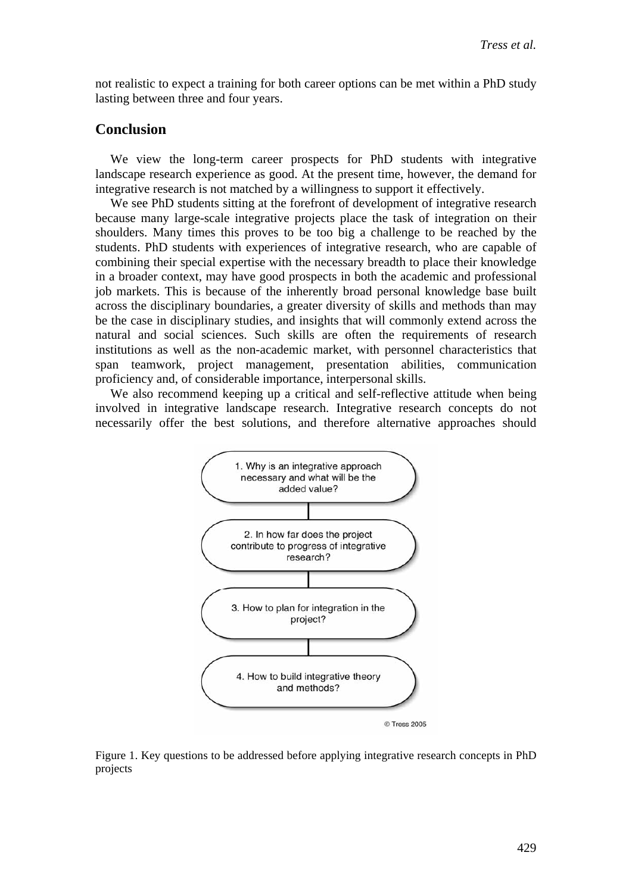not realistic to expect a training for both career options can be met within a PhD study lasting between three and four years.

## Conclusion

We view the long-term career prospects for PhD students with integrative landscape research experience as good. At the present time, however, the demand for integrative research is not matched by a willingness to support it effectively.

We see PhD students sitting at the forefront of development of integrative research because many large-scale integrative projects place the task of integration on their shoulders. Many times this proves to be too big a challenge to be reached by the students. PhD students with experiences of integrative research, who are capable of combining their special expertise with the necessary breadth to place their knowledge in a broader context, may have good prospects in both the academic and professional job markets. This is because of the inherently broad personal knowledge base built across the disciplinary boundaries, a greater diversity of skills and methods than may be the case in disciplinary studies, and insights that will commonly extend across the natural and social sciences. Such skills are often the requirements of research institutions as well as the non-academic market, with personnel characteristics that span teamwork, project management, presentation abilities, communication proficiency and, of considerable importance, interpersonal skills.

We also recommend keeping up a critical and self-reflective attitude when being involved in integrative landscape research. Integrative research concepts do not necessarily offer the best solutions, and therefore alternative approaches should

1. Why is an integrative approach necessary and what will be the added value?
2. In how far does the project contribute to progress of integrative research?
3. How to plan for integration in the project?
4. How to build integrative theory and methods?

© Tress 2005

Figure 1. Key questions to be addressed before applying integrative research concepts in PhD projects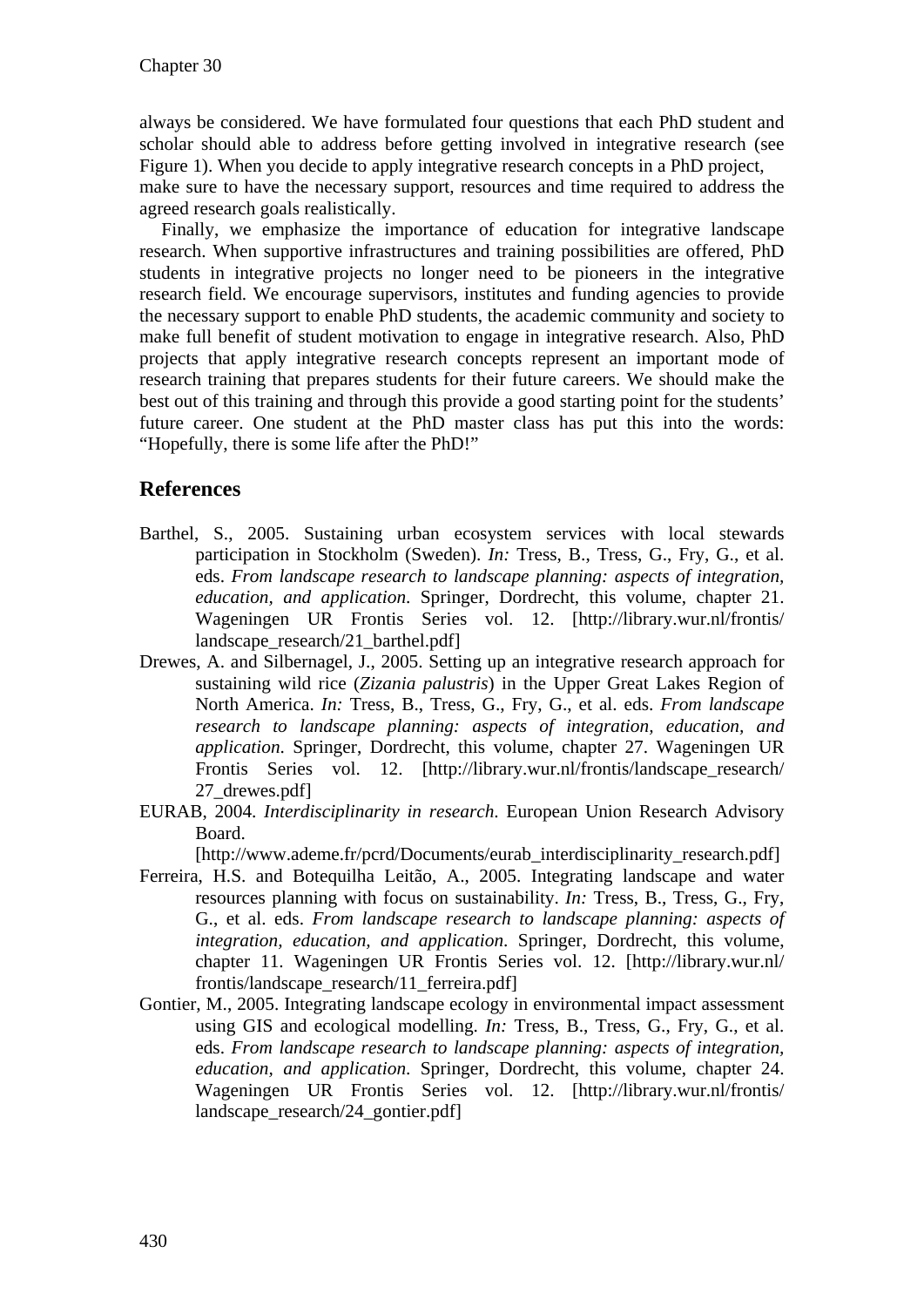always be considered. We have formulated four questions that each PhD student and scholar should able to address before getting involved in integrative research (see Figure 1). When you decide to apply integrative research concepts in a PhD project, make sure to have the necessary support, resources and time required to address the agreed research goals realistically.

Finally, we emphasize the importance of education for integrative landscape research. When supportive infrastructures and training possibilities are offered, PhD students in integrative projects no longer need to be pioneers in the integrative research field. We encourage supervisors, institutes and funding agencies to provide the necessary support to enable PhD students, the academic community and society to make full benefit of student motivation to engage in integrative research. Also, PhD projects that apply integrative research concepts represent an important mode of research training that prepares students for their future careers. We should make the best out of this training and through this provide a good starting point for the students' future career. One student at the PhD master class has put this into the words: "Hopefully, there is some life after the PhD!"

## References

Barthel, S., 2005. Sustaining urban ecosystem services with local stewards participation in Stockholm (Sweden). *In:* Tress, B., Tress, G., Fry, G., et al. eds. *From landscape research to landscape planning: aspects of integration, education, and application*. Springer, Dordrecht, this volume, chapter 21. Wageningen UR Frontis Series vol. 12. [http://library.wur.nl/frontis/landscape_research/21_barthel.pdf]

Drewes, A. and Silbernagel, J., 2005. Setting up an integrative research approach for sustaining wild rice (*Zizania palustris*) in the Upper Great Lakes Region of North America. *In:* Tress, B., Tress, G., Fry, G., et al. eds. *From landscape research to landscape planning: aspects of integration, education, and application*. Springer, Dordrecht, this volume, chapter 27. Wageningen UR Frontis Series vol. 12. [http://library.wur.nl/frontis/landscape_research/27_drewes.pdf]

EURAB, 2004. *Interdisciplinarity in research*. European Union Research Advisory Board. [http://www.ademe.fr/pcrd/Documents/eurab_interdisciplinarity_research.pdf]

Ferreira, H.S. and Botequilha Leitão, A., 2005. Integrating landscape and water resources planning with focus on sustainability. *In:* Tress, B., Tress, G., Fry, G., et al. eds. *From landscape research to landscape planning: aspects of integration, education, and application*. Springer, Dordrecht, this volume, chapter 11. Wageningen UR Frontis Series vol. 12. [http://library.wur.nl/frontis/landscape_research/11_ferreira.pdf]

Gontier, M., 2005. Integrating landscape ecology in environmental impact assessment using GIS and ecological modelling. *In:* Tress, B., Tress, G., Fry, G., et al. eds. *From landscape research to landscape planning: aspects of integration, education, and application*. Springer, Dordrecht, this volume, chapter 24. Wageningen UR Frontis Series vol. 12. [http://library.wur.nl/frontis/landscape_research/24_gontier.pdf]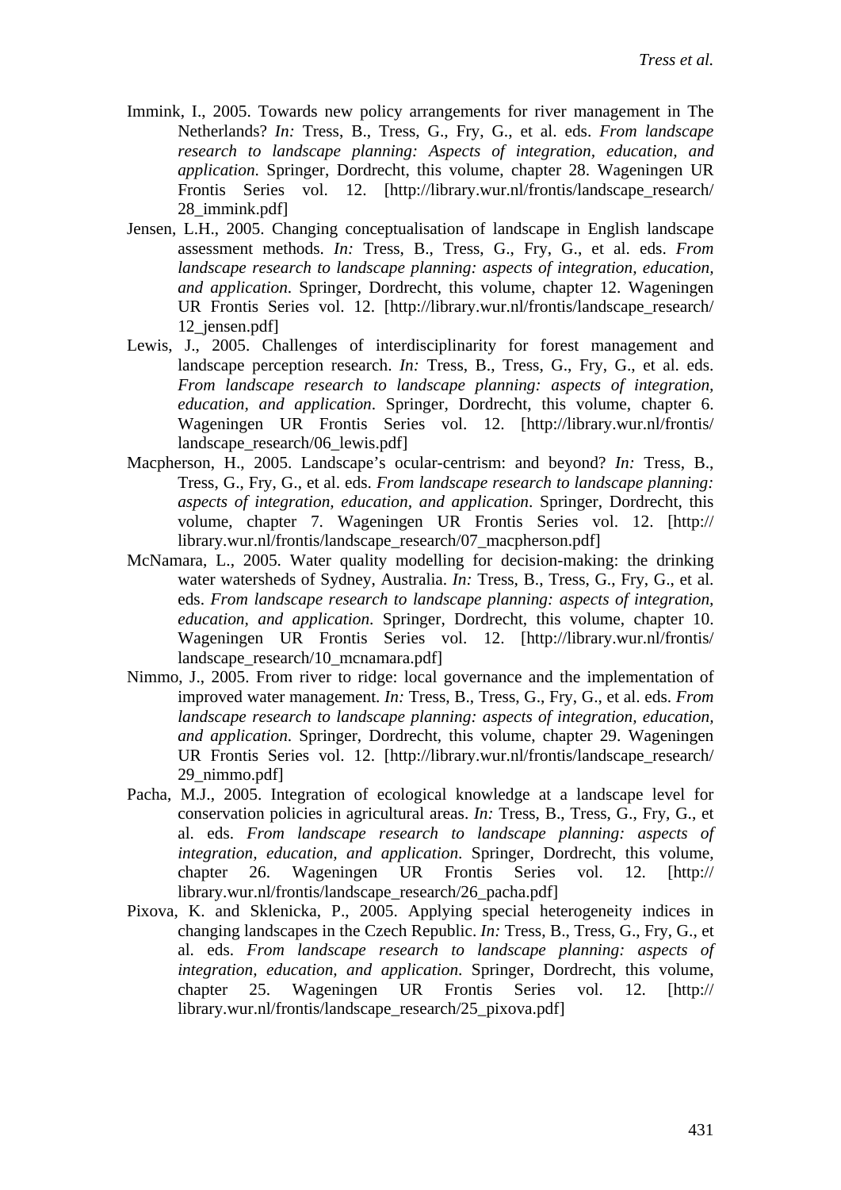Immink, I., 2005. Towards new policy arrangements for river management in The Netherlands? *In:* Tress, B., Tress, G., Fry, G., et al. eds. *From landscape research to landscape planning: Aspects of integration, education, and application.* Springer, Dordrecht, this volume, chapter 28. Wageningen UR Frontis Series vol. 12. [http://library.wur.nl/frontis/landscape_research/28_immink.pdf]

Jensen, L.H., 2005. Changing conceptualisation of landscape in English landscape assessment methods. *In:* Tress, B., Tress, G., Fry, G., et al. eds. *From landscape research to landscape planning: aspects of integration, education, and application*. Springer, Dordrecht, this volume, chapter 12. Wageningen UR Frontis Series vol. 12. [http://library.wur.nl/frontis/landscape_research/12_jensen.pdf]

Lewis, J., 2005. Challenges of interdisciplinarity for forest management and landscape perception research. *In:* Tress, B., Tress, G., Fry, G., et al. eds. *From landscape research to landscape planning: aspects of integration, education, and application*. Springer, Dordrecht, this volume, chapter 6. Wageningen UR Frontis Series vol. 12. [http://library.wur.nl/frontis/landscape_research/06_lewis.pdf]

Macpherson, H., 2005. Landscape's ocular-centrism: and beyond? *In:* Tress, B., Tress, G., Fry, G., et al. eds. *From landscape research to landscape planning: aspects of integration, education, and application*. Springer, Dordrecht, this volume, chapter 7. Wageningen UR Frontis Series vol. 12. [http://library.wur.nl/frontis/landscape_research/07_macpherson.pdf]

McNamara, L., 2005. Water quality modelling for decision-making: the drinking water watersheds of Sydney, Australia. *In:* Tress, B., Tress, G., Fry, G., et al. eds. *From landscape research to landscape planning: aspects of integration, education, and application*. Springer, Dordrecht, this volume, chapter 10. Wageningen UR Frontis Series vol. 12. [http://library.wur.nl/frontis/landscape_research/10_mcnamara.pdf]

Nimmo, J., 2005. From river to ridge: local governance and the implementation of improved water management. *In:* Tress, B., Tress, G., Fry, G., et al. eds. *From landscape research to landscape planning: aspects of integration, education, and application*. Springer, Dordrecht, this volume, chapter 29. Wageningen UR Frontis Series vol. 12. [http://library.wur.nl/frontis/landscape_research/29_nimmo.pdf]

Pacha, M.J., 2005. Integration of ecological knowledge at a landscape level for conservation policies in agricultural areas. *In:* Tress, B., Tress, G., Fry, G., et al. eds. *From landscape research to landscape planning: aspects of integration, education, and application*. Springer, Dordrecht, this volume, chapter 26. Wageningen UR Frontis Series vol. 12. [http://library.wur.nl/frontis/landscape_research/26_pacha.pdf]

Pixova, K. and Sklenicka, P., 2005. Applying special heterogeneity indices in changing landscapes in the Czech Republic. *In:* Tress, B., Tress, G., Fry, G., et al. eds. *From landscape research to landscape planning: aspects of integration, education, and application*. Springer, Dordrecht, this volume, chapter 25. Wageningen UR Frontis Series vol. 12. [http://library.wur.nl/frontis/landscape_research/25_pixova.pdf]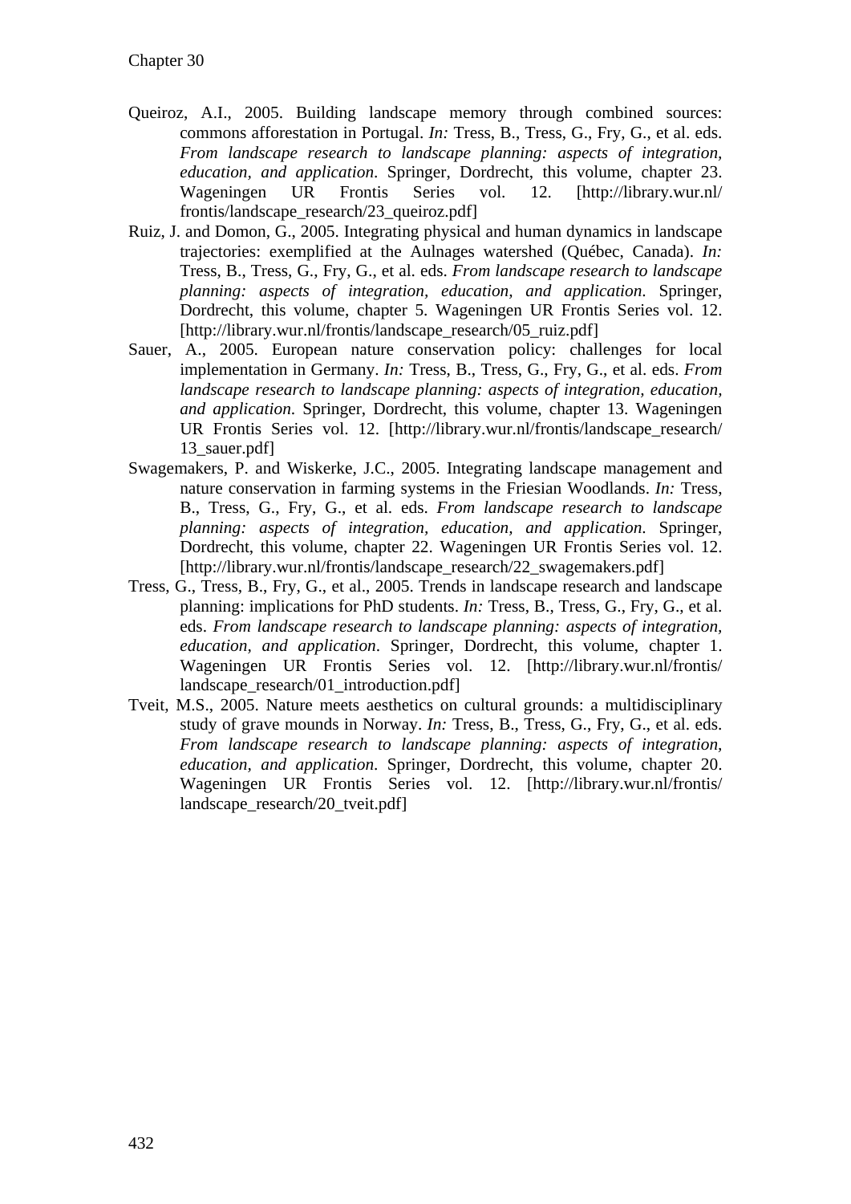Queiroz, A.I., 2005. Building landscape memory through combined sources: commons afforestation in Portugal. *In:* Tress, B., Tress, G., Fry, G., et al. eds. *From landscape research to landscape planning: aspects of integration, education, and application*. Springer, Dordrecht, this volume, chapter 23. Wageningen UR Frontis Series vol. 12. [http://library.wur.nl/frontis/landscape_research/23_queiroz.pdf]

Ruiz, J. and Domon, G., 2005. Integrating physical and human dynamics in landscape trajectories: exemplified at the Aulnages watershed (Québec, Canada). *In:* Tress, B., Tress, G., Fry, G., et al. eds. *From landscape research to landscape planning: aspects of integration, education, and application*. Springer, Dordrecht, this volume, chapter 5. Wageningen UR Frontis Series vol. 12. [http://library.wur.nl/frontis/landscape_research/05_ruiz.pdf]

Sauer, A., 2005. European nature conservation policy: challenges for local implementation in Germany. *In:* Tress, B., Tress, G., Fry, G., et al. eds. *From landscape research to landscape planning: aspects of integration, education, and application*. Springer, Dordrecht, this volume, chapter 13. Wageningen UR Frontis Series vol. 12. [http://library.wur.nl/frontis/landscape_research/13_sauer.pdf]

Swagemakers, P. and Wiskerke, J.C., 2005. Integrating landscape management and nature conservation in farming systems in the Friesian Woodlands. *In:* Tress, B., Tress, G., Fry, G., et al. eds. *From landscape research to landscape planning: aspects of integration, education, and application*. Springer, Dordrecht, this volume, chapter 22. Wageningen UR Frontis Series vol. 12. [http://library.wur.nl/frontis/landscape_research/22_swagemakers.pdf]

Tress, G., Tress, B., Fry, G., et al., 2005. Trends in landscape research and landscape planning: implications for PhD students. *In:* Tress, B., Tress, G., Fry, G., et al. eds. *From landscape research to landscape planning: aspects of integration, education, and application*. Springer, Dordrecht, this volume, chapter 1. Wageningen UR Frontis Series vol. 12. [http://library.wur.nl/frontis/landscape_research/01_introduction.pdf]

Tveit, M.S., 2005. Nature meets aesthetics on cultural grounds: a multidisciplinary study of grave mounds in Norway. *In:* Tress, B., Tress, G., Fry, G., et al. eds. *From landscape research to landscape planning: aspects of integration, education, and application*. Springer, Dordrecht, this volume, chapter 20. Wageningen UR Frontis Series vol. 12. [http://library.wur.nl/frontis/landscape_research/20_tveit.pdf]